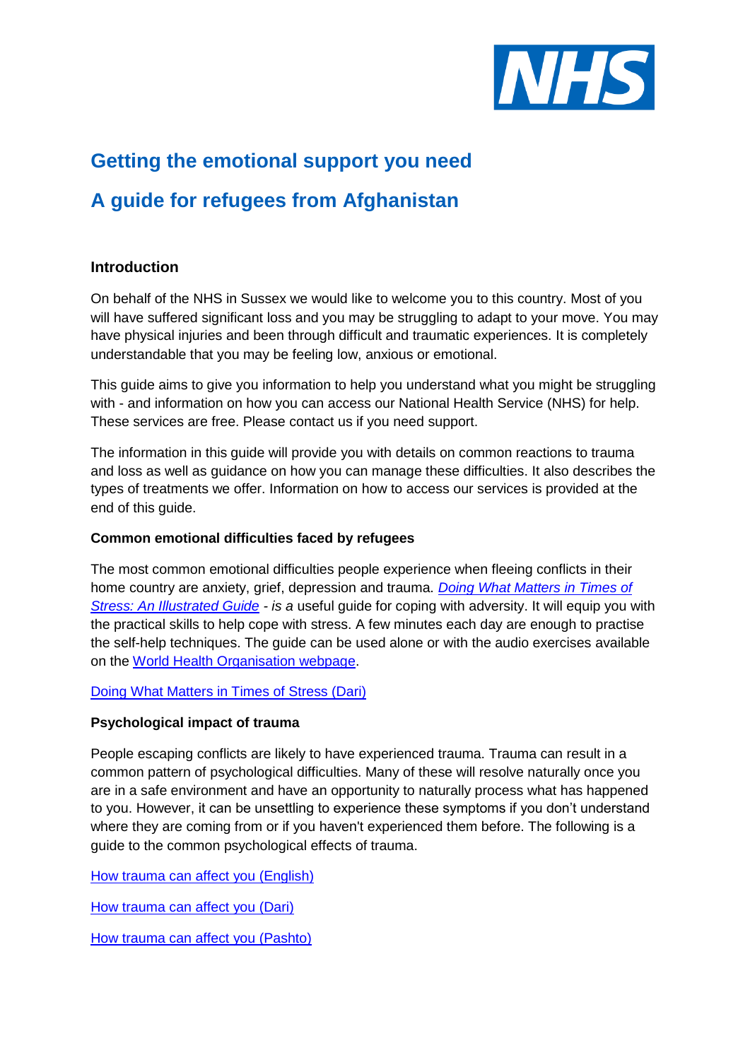# Getting the emotional support you need

# A guide for refugees from Afghanistan

### Introduction

On behalf of the NHS in Sussex we would like to welcome you to this country. Most of you will have suffered significant loss and you may be struggling to adapt to your move. You may have physical injuries and been through difficult and traumatic experiences. It is completely understandable that you may be feeling low, anxious or emotional.

This guide aims to give you information to help you understand what you might be struggling with - and information on how you can access our National Health Service (NHS) for help. These services are free. Please contact us if you need support.

The information in this guide will provide you with details on common reactions to trauma and loss as well as guidance on how you can manage these difficulties. It also describes the types of treatments we offer. Information on how to access our services is provided at the end of this guide.

### Common emotional difficulties faced by refugees

The most common emotional difficulties people experience when fleeing conflicts in their home country are anxiety, grief, depression and trauma. *Doing What Matters in Times of Stress: An Illustrated Guide* - *is a* useful guide for coping with adversity. It will equip you with the practical skills to help cope with stress. A few minutes each day are enough to practise the self-help techniques. The guide can be used alone or with the audio exercises available on the World Health Organisation webpage.

Doing What Matters in Times of Stress (Dari)

### Psychological impact of trauma

People escaping conflicts are likely to have experienced trauma. Trauma can result in a common pattern of psychological difficulties. Many of these will resolve naturally once you are in a safe environment and have an opportunity to naturally process what has happened to you. However, it can be unsettling to experience these symptoms if you don't understand where they are coming from or if you haven't experienced them before. The following is a guide to the common psychological effects of trauma.

How trauma can affect you (English)

How trauma can affect you (Dari)

How trauma can affect you (Pashto)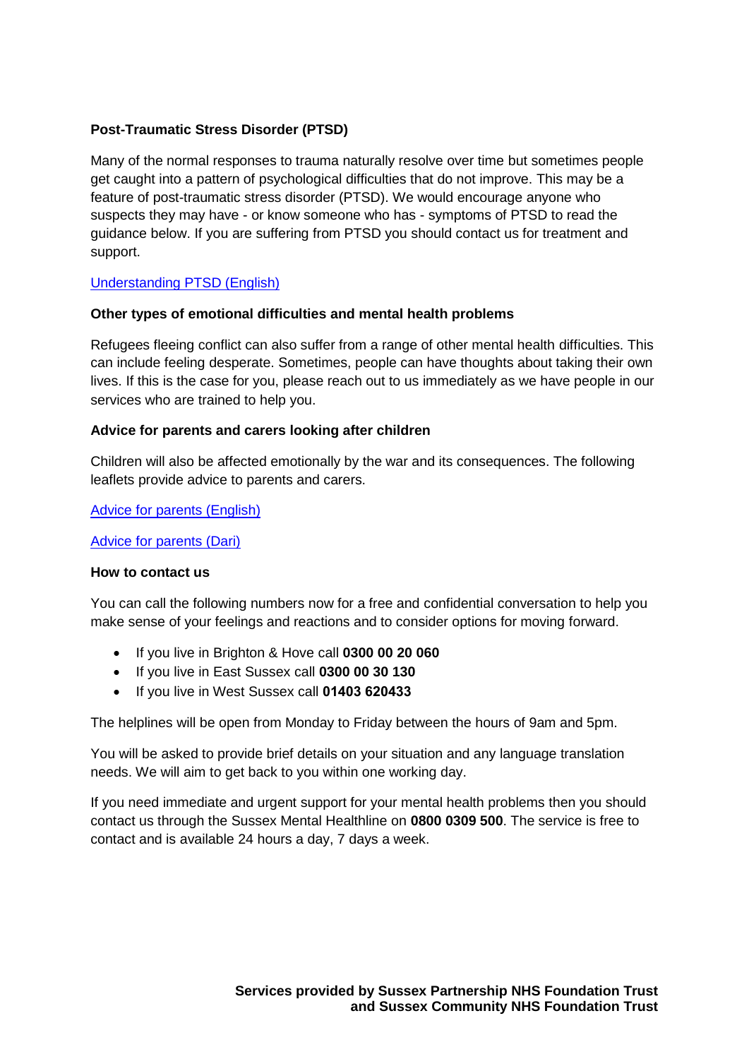**Post-Traumatic Stress Disorder (PTSD)**

Many of the normal responses to trauma naturally resolve over time but sometimes people get caught into a pattern of psychological difficulties that do not improve. This may be a feature of post-traumatic stress disorder (PTSD). We would encourage anyone who suspects they may have - or know someone who has - symptoms of PTSD to read the guidance below. If you are suffering from PTSD you should contact us for treatment and support.

Understanding PTSD (English)

**Other types of emotional difficulties and mental health problems**

Refugees fleeing conflict can also suffer from a range of other mental health difficulties. This can include feeling desperate. Sometimes, people can have thoughts about taking their own lives. If this is the case for you, please reach out to us immediately as we have people in our services who are trained to help you.

**Advice for parents and carers looking after children**

Children will also be affected emotionally by the war and its consequences. The following leaflets provide advice to parents and carers.

Advice for parents (English)

Advice for parents (Dari)

**How to contact us**

You can call the following numbers now for a free and confidential conversation to help you make sense of your feelings and reactions and to consider options for moving forward.

- If you live in Brighton & Hove call **0300 00 20 060**
- If you live in East Sussex call **0300 00 30 130**
- If you live in West Sussex call **01403 620433**

The helplines will be open from Monday to Friday between the hours of 9am and 5pm.

You will be asked to provide brief details on your situation and any language translation needs. We will aim to get back to you within one working day.

If you need immediate and urgent support for your mental health problems then you should contact us through the Sussex Mental Healthline on **0800 0309 500**. The service is free to contact and is available 24 hours a day, 7 days a week.

**Services provided by Sussex Partnership NHS Foundation Trust and Sussex Community NHS Foundation Trust**